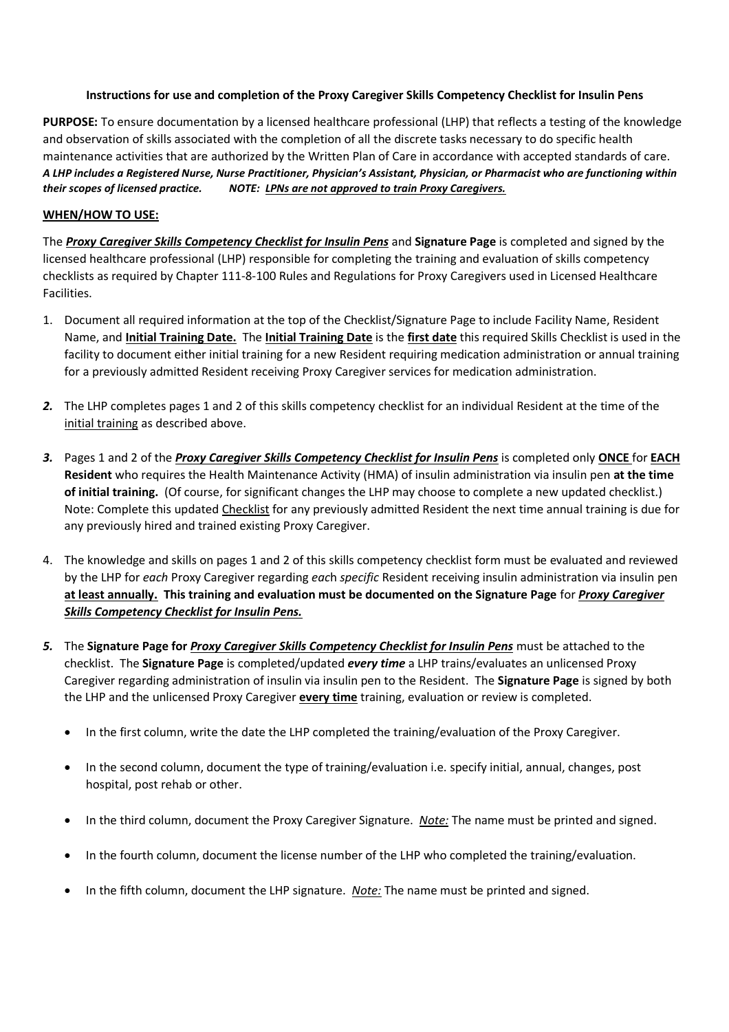**Instructions for use and completion of the Proxy Caregiver Skills Competency Checklist for Insulin Pens**

**PURPOSE:** To ensure documentation by a licensed healthcare professional (LHP) that reflects a testing of the knowledge and observation of skills associated with the completion of all the discrete tasks necessary to do specific health maintenance activities that are authorized by the Written Plan of Care in accordance with accepted standards of care. ***A LHP includes a Registered Nurse, Nurse Practitioner, Physician's Assistant, Physician, or Pharmacist who are functioning within their scopes of licensed practice.*** ***NOTE: <u>LPNs are not approved to train Proxy Caregivers.</u>***

**<u>WHEN/HOW TO USE:</u>**

The ***<u>Proxy Caregiver Skills Competency Checklist for Insulin Pens</u>*** and **Signature Page** is completed and signed by the licensed healthcare professional (LHP) responsible for completing the training and evaluation of skills competency checklists as required by Chapter 111-8-100 Rules and Regulations for Proxy Caregivers used in Licensed Healthcare Facilities.

1. Document all required information at the top of the Checklist/Signature Page to include Facility Name, Resident Name, and **<u>Initial Training Date.</u>** The **<u>Initial Training Date</u>** is the **<u>first date</u>** this required Skills Checklist is used in the facility to document either initial training for a new Resident requiring medication administration or annual training for a previously admitted Resident receiving Proxy Caregiver services for medication administration.

2. The LHP completes pages 1 and 2 of this skills competency checklist for an individual Resident at the time of the <u>initial training</u> as described above.

3. Pages 1 and 2 of the ***<u>Proxy Caregiver Skills Competency Checklist for Insulin Pens</u>*** is completed only **<u>ONCE</u>** for **<u>EACH</u> Resident** who requires the Health Maintenance Activity (HMA) of insulin administration via insulin pen **at the time of initial training.** (Of course, for significant changes the LHP may choose to complete a new updated checklist.) Note: Complete this updated <u>Checklist</u> for any previously admitted Resident the next time annual training is due for any previously hired and trained existing Proxy Caregiver.

4. The knowledge and skills on pages 1 and 2 of this skills competency checklist form must be evaluated and reviewed by the LHP for *each* Proxy Caregiver regarding *each specific* Resident receiving insulin administration via insulin pen **<u>at least annually.</u> This training and evaluation must be documented on the Signature Page** for ***<u>Proxy Caregiver Skills Competency Checklist for Insulin Pens.</u>***

5. The **Signature Page for *<u>Proxy Caregiver Skills Competency Checklist for Insulin Pens</u>*** must be attached to the checklist. The **Signature Page** is completed/updated ***every time*** a LHP trains/evaluates an unlicensed Proxy Caregiver regarding administration of insulin via insulin pen to the Resident. The **Signature Page** is signed by both the LHP and the unlicensed Proxy Caregiver **<u>every time</u>** training, evaluation or review is completed.

   - In the first column, write the date the LHP completed the training/evaluation of the Proxy Caregiver.
   - In the second column, document the type of training/evaluation i.e. specify initial, annual, changes, post hospital, post rehab or other.
   - In the third column, document the Proxy Caregiver Signature. ***<u>Note:</u>*** The name must be printed and signed.
   - In the fourth column, document the license number of the LHP who completed the training/evaluation.
   - In the fifth column, document the LHP signature. ***<u>Note:</u>*** The name must be printed and signed.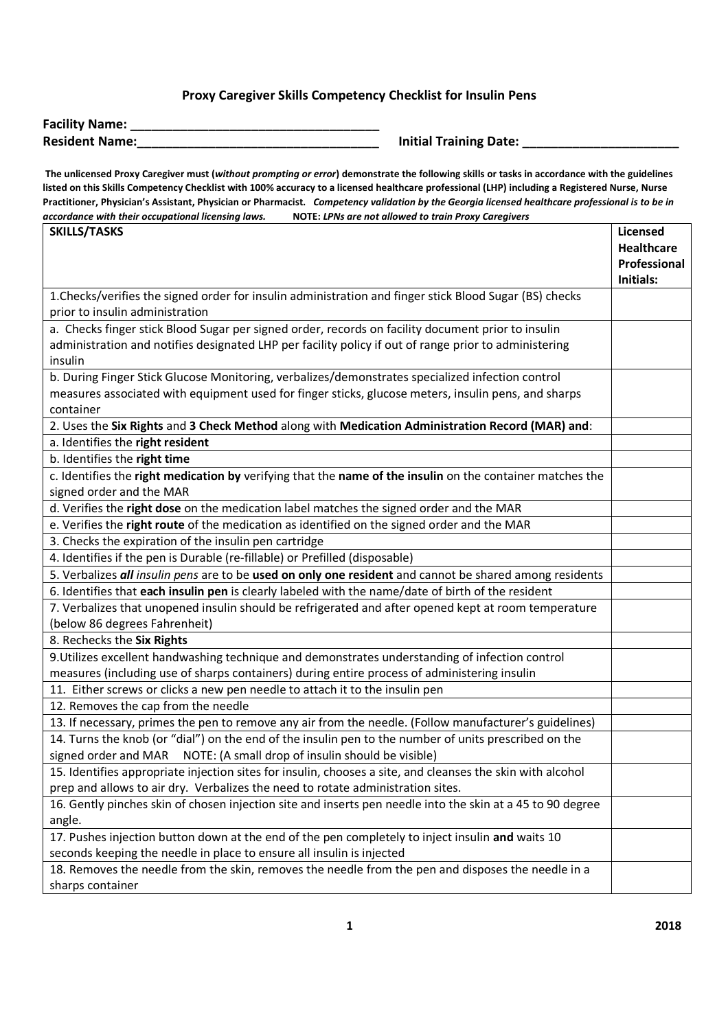## Proxy Caregiver Skills Competency Checklist for Insulin Pens

**Facility Name: ___________________________________**

**Resident Name:__________________________________ Initial Training Date: ______________________**

**The unlicensed Proxy Caregiver must (*without prompting or error*) demonstrate the following skills or tasks in accordance with the guidelines listed on this Skills Competency Checklist with 100% accuracy to a licensed healthcare professional (LHP) including a Registered Nurse, Nurse Practitioner, Physician's Assistant, Physician or Pharmacist. *Competency validation by the Georgia licensed healthcare professional is to be in accordance with their occupational licensing laws.* NOTE: *LPNs are not allowed to train Proxy Caregivers***

| **SKILLS/TASKS** | **Licensed Healthcare Professional Initials:** |
|---|---|
| 1.Checks/verifies the signed order for insulin administration and finger stick Blood Sugar (BS) checks prior to insulin administration | |
| a. Checks finger stick Blood Sugar per signed order, records on facility document prior to insulin administration and notifies designated LHP per facility policy if out of range prior to administering insulin | |
| b. During Finger Stick Glucose Monitoring, verbalizes/demonstrates specialized infection control measures associated with equipment used for finger sticks, glucose meters, insulin pens, and sharps container | |
| 2. Uses the **Six Rights** and **3 Check Method** along with **Medication Administration Record (MAR) and**: | |
| a. Identifies the **right resident** | |
| b. Identifies the **right time** | |
| c. Identifies the **right medication by** verifying that the **name of the insulin** on the container matches the signed order and the MAR | |
| d. Verifies the **right dose** on the medication label matches the signed order and the MAR | |
| e. Verifies the **right route** of the medication as identified on the signed order and the MAR | |
| 3. Checks the expiration of the insulin pen cartridge | |
| 4. Identifies if the pen is Durable (re-fillable) or Prefilled (disposable) | |
| 5. Verbalizes ***all*** *insulin pens* are to be **used on only one resident** and cannot be shared among residents | |
| 6. Identifies that **each insulin pen** is clearly labeled with the name/date of birth of the resident | |
| 7. Verbalizes that unopened insulin should be refrigerated and after opened kept at room temperature (below 86 degrees Fahrenheit) | |
| 8. Rechecks the **Six Rights** | |
| 9.Utilizes excellent handwashing technique and demonstrates understanding of infection control measures (including use of sharps containers) during entire process of administering insulin | |
| 11. Either screws or clicks a new pen needle to attach it to the insulin pen | |
| 12. Removes the cap from the needle | |
| 13. If necessary, primes the pen to remove any air from the needle. (Follow manufacturer's guidelines) | |
| 14. Turns the knob (or "dial") on the end of the insulin pen to the number of units prescribed on the signed order and MAR NOTE: (A small drop of insulin should be visible) | |
| 15. Identifies appropriate injection sites for insulin, chooses a site, and cleanses the skin with alcohol prep and allows to air dry. Verbalizes the need to rotate administration sites. | |
| 16. Gently pinches skin of chosen injection site and inserts pen needle into the skin at a 45 to 90 degree angle. | |
| 17. Pushes injection button down at the end of the pen completely to inject insulin **and** waits 10 seconds keeping the needle in place to ensure all insulin is injected | |
| 18. Removes the needle from the skin, removes the needle from the pen and disposes the needle in a sharps container | |

2018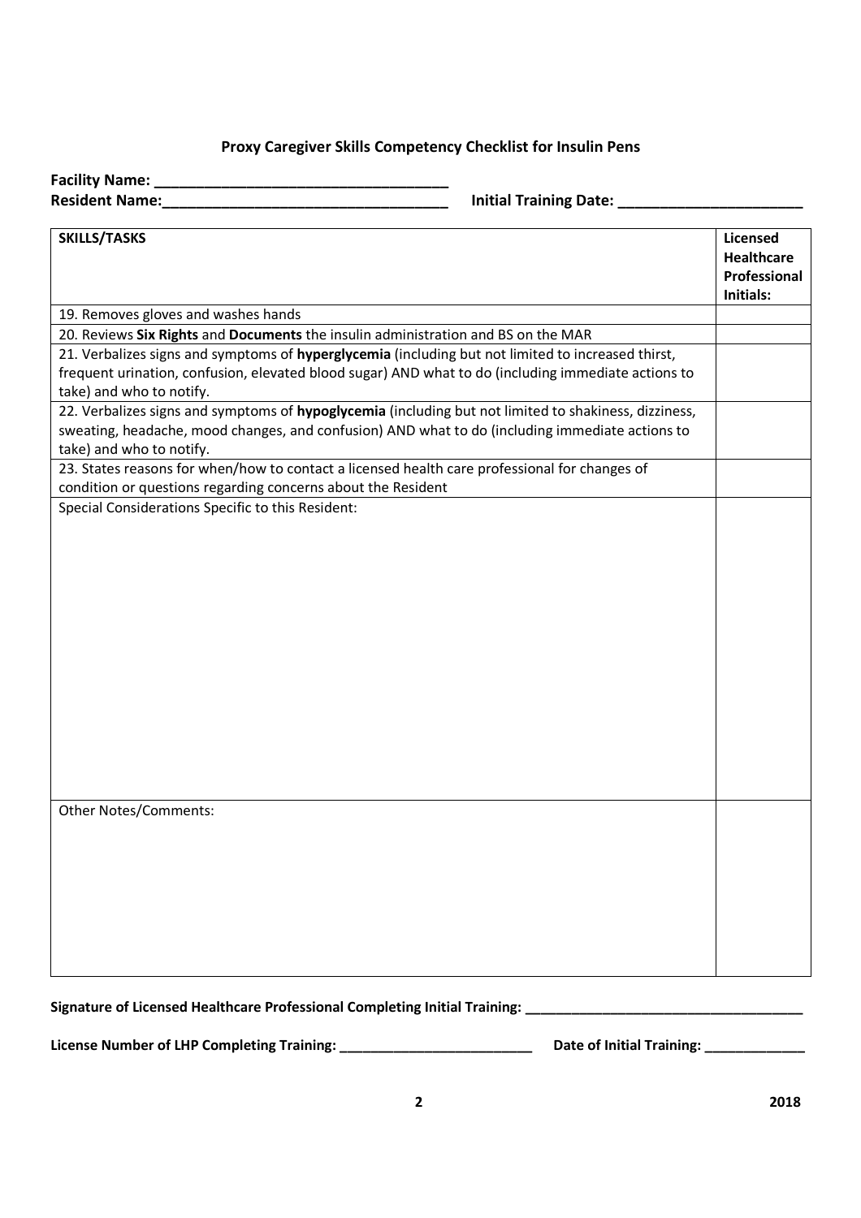**Proxy Caregiver Skills Competency Checklist for Insulin Pens**

**Facility Name: ___________________________________**
**Resident Name:___________________________________** **Initial Training Date: ______________________**

| **SKILLS/TASKS** | **Licensed Healthcare Professional Initials:** |
|---|---|
| 19. Removes gloves and washes hands | |
| 20. Reviews **Six Rights** and **Documents** the insulin administration and BS on the MAR | |
| 21. Verbalizes signs and symptoms of **hyperglycemia** (including but not limited to increased thirst, frequent urination, confusion, elevated blood sugar) AND what to do (including immediate actions to take) and who to notify. | |
| 22. Verbalizes signs and symptoms of **hypoglycemia** (including but not limited to shakiness, dizziness, sweating, headache, mood changes, and confusion) AND what to do (including immediate actions to take) and who to notify. | |
| 23. States reasons for when/how to contact a licensed health care professional for changes of condition or questions regarding concerns about the Resident | |
| Special Considerations Specific to this Resident: | |
| Other Notes/Comments: | |

**Signature of Licensed Healthcare Professional Completing Initial Training: ___________________________________**

**License Number of LHP Completing Training: _________________________** **Date of Initial Training: _____________**

**2018**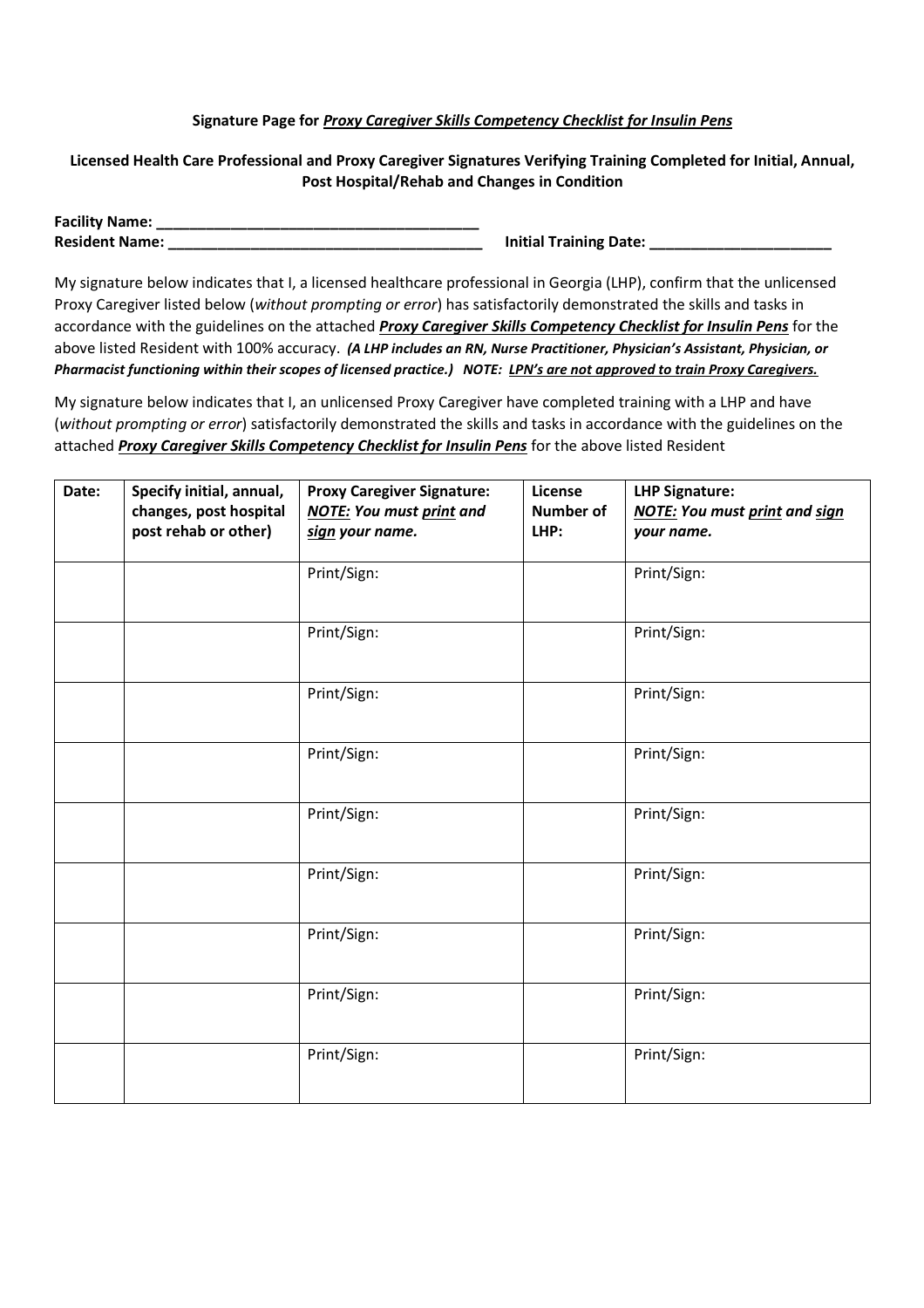**Signature Page for *Proxy Caregiver Skills Competency Checklist for Insulin Pens***

**Licensed Health Care Professional and Proxy Caregiver Signatures Verifying Training Completed for Initial, Annual, Post Hospital/Rehab and Changes in Condition**

**Facility Name: _______________________________________**
**Resident Name: ______________________________________** **Initial Training Date: ______________________**

My signature below indicates that I, a licensed healthcare professional in Georgia (LHP), confirm that the unlicensed Proxy Caregiver listed below (*without prompting or error*) has satisfactorily demonstrated the skills and tasks in accordance with the guidelines on the attached ***Proxy Caregiver Skills Competency Checklist for Insulin Pens*** for the above listed Resident with 100% accuracy. ***(A LHP includes an RN, Nurse Practitioner, Physician's Assistant, Physician, or Pharmacist functioning within their scopes of licensed practice.) NOTE: LPN's are not approved to train Proxy Caregivers.***

My signature below indicates that I, an unlicensed Proxy Caregiver have completed training with a LHP and have (*without prompting or error*) satisfactorily demonstrated the skills and tasks in accordance with the guidelines on the attached ***Proxy Caregiver Skills Competency Checklist for Insulin Pens*** for the above listed Resident

| Date: | Specify initial, annual, changes, post hospital post rehab or other) | Proxy Caregiver Signature: ***NOTE:** You must print and sign your name.* | License Number of LHP: | LHP Signature: ***NOTE:** You must print and sign your name.* |
|---|---|---|---|---|
| | | Print/Sign: | | Print/Sign: |
| | | Print/Sign: | | Print/Sign: |
| | | Print/Sign: | | Print/Sign: |
| | | Print/Sign: | | Print/Sign: |
| | | Print/Sign: | | Print/Sign: |
| | | Print/Sign: | | Print/Sign: |
| | | Print/Sign: | | Print/Sign: |
| | | Print/Sign: | | Print/Sign: |
| | | Print/Sign: | | Print/Sign: |